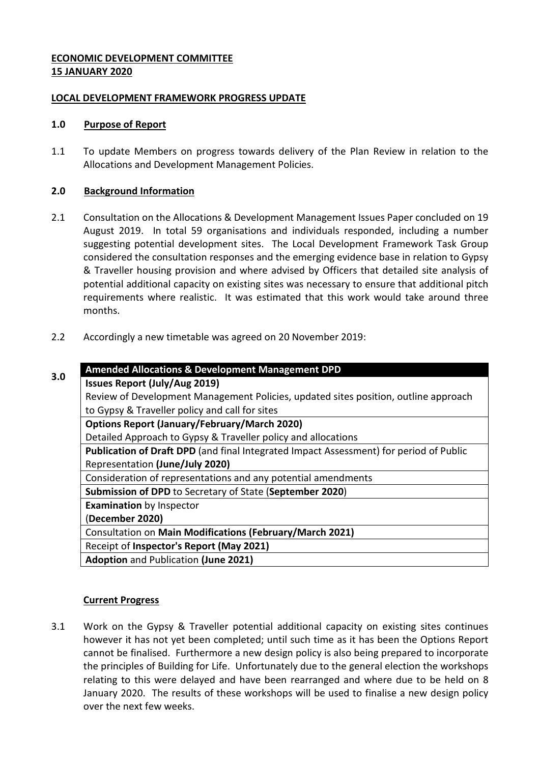**ECONOMIC DEVELOPMENT COMMITTEE**
**15 JANUARY 2020**

**LOCAL DEVELOPMENT FRAMEWORK PROGRESS UPDATE**

## 1.0 Purpose of Report

1.1 To update Members on progress towards delivery of the Plan Review in relation to the Allocations and Development Management Policies.

## 2.0 Background Information

2.1 Consultation on the Allocations & Development Management Issues Paper concluded on 19 August 2019. In total 59 organisations and individuals responded, including a number suggesting potential development sites. The Local Development Framework Task Group considered the consultation responses and the emerging evidence base in relation to Gypsy & Traveller housing provision and where advised by Officers that detailed site analysis of potential additional capacity on existing sites was necessary to ensure that additional pitch requirements where realistic. It was estimated that this work would take around three months.

2.2 Accordingly a new timetable was agreed on 20 November 2019:

## 3.0

| **Amended Allocations & Development Management DPD** |
|---|
| **Issues Report (July/Aug 2019)**<br>Review of Development Management Policies, updated sites position, outline approach to Gypsy & Traveller policy and call for sites |
| **Options Report (January/February/March 2020)**<br>Detailed Approach to Gypsy & Traveller policy and allocations |
| **Publication of Draft DPD** (and final Integrated Impact Assessment) for period of Public Representation **(June/July 2020)** |
| Consideration of representations and any potential amendments |
| **Submission of DPD** to Secretary of State (**September 2020**) |
| **Examination** by Inspector<br>(**December 2020)** |
| Consultation on **Main Modifications (February/March 2021)** |
| Receipt of **Inspector's Report (May 2021)** |
| **Adoption** and Publication **(June 2021)** |

**Current Progress**

3.1 Work on the Gypsy & Traveller potential additional capacity on existing sites continues however it has not yet been completed; until such time as it has been the Options Report cannot be finalised. Furthermore a new design policy is also being prepared to incorporate the principles of Building for Life. Unfortunately due to the general election the workshops relating to this were delayed and have been rearranged and where due to be held on 8 January 2020. The results of these workshops will be used to finalise a new design policy over the next few weeks.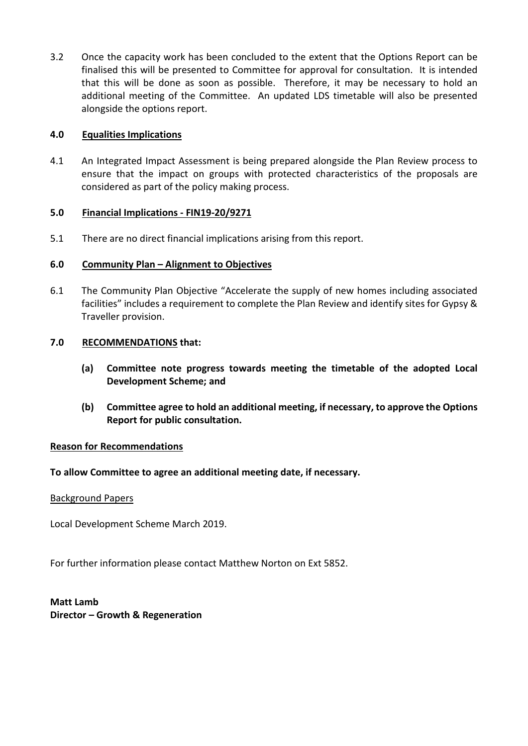3.2 Once the capacity work has been concluded to the extent that the Options Report can be finalised this will be presented to Committee for approval for consultation. It is intended that this will be done as soon as possible. Therefore, it may be necessary to hold an additional meeting of the Committee. An updated LDS timetable will also be presented alongside the options report.

## 4.0 Equalities Implications

4.1 An Integrated Impact Assessment is being prepared alongside the Plan Review process to ensure that the impact on groups with protected characteristics of the proposals are considered as part of the policy making process.

## 5.0 Financial Implications - FIN19-20/9271

5.1 There are no direct financial implications arising from this report.

## 6.0 Community Plan – Alignment to Objectives

6.1 The Community Plan Objective "Accelerate the supply of new homes including associated facilities" includes a requirement to complete the Plan Review and identify sites for Gypsy & Traveller provision.

## 7.0 RECOMMENDATIONS that:

**(a) Committee note progress towards meeting the timetable of the adopted Local Development Scheme; and**

**(b) Committee agree to hold an additional meeting, if necessary, to approve the Options Report for public consultation.**

**Reason for Recommendations**

**To allow Committee to agree an additional meeting date, if necessary.**

Background Papers

Local Development Scheme March 2019.

For further information please contact Matthew Norton on Ext 5852.

**Matt Lamb**
**Director – Growth & Regeneration**